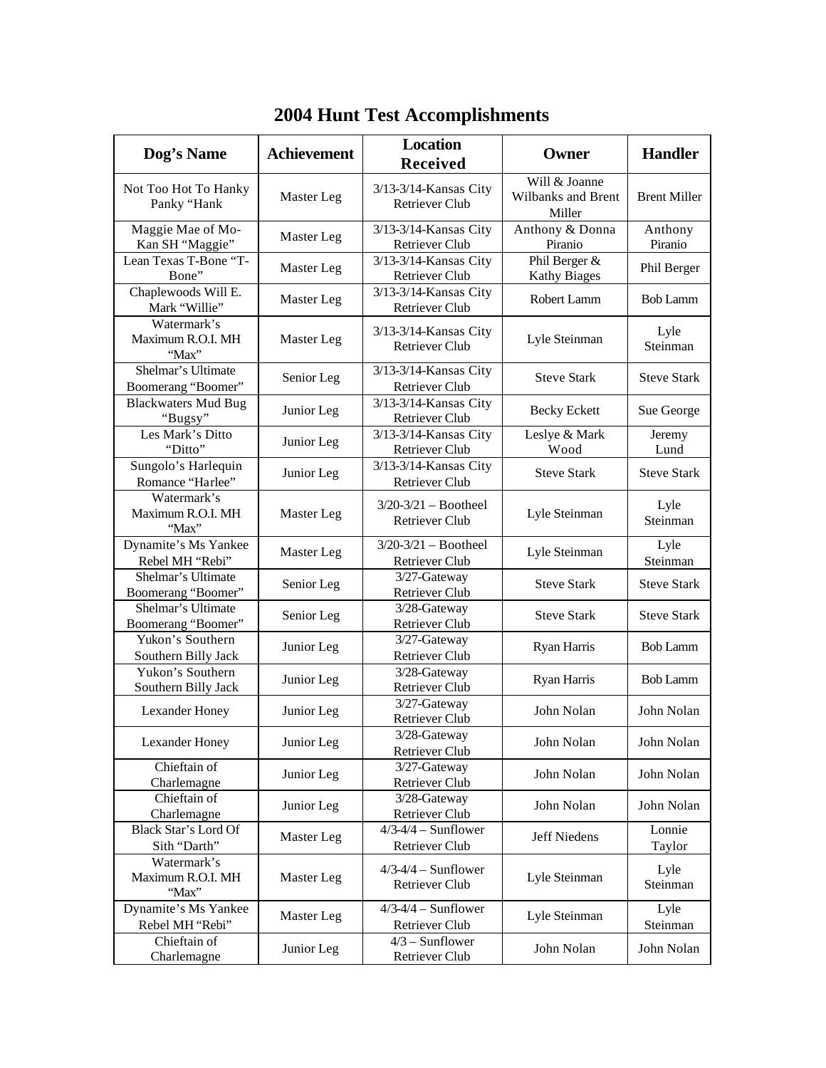# 2004 Hunt Test Accomplishments

| Dog's Name | Achievement | Location Received | Owner | Handler |
|---|---|---|---|---|
| Not Too Hot To Hanky Panky "Hank | Master Leg | 3/13-3/14-Kansas City Retriever Club | Will & Joanne Wilbanks and Brent Miller | Brent Miller |
| Maggie Mae of Mo-Kan SH "Maggie" | Master Leg | 3/13-3/14-Kansas City Retriever Club | Anthony & Donna Piranio | Anthony Piranio |
| Lean Texas T-Bone "T-Bone" | Master Leg | 3/13-3/14-Kansas City Retriever Club | Phil Berger & Kathy Biages | Phil Berger |
| Chaplewoods Will E. Mark "Willie" | Master Leg | 3/13-3/14-Kansas City Retriever Club | Robert Lamm | Bob Lamm |
| Watermark's Maximum R.O.I. MH "Max" | Master Leg | 3/13-3/14-Kansas City Retriever Club | Lyle Steinman | Lyle Steinman |
| Shelmar's Ultimate Boomerang "Boomer" | Senior Leg | 3/13-3/14-Kansas City Retriever Club | Steve Stark | Steve Stark |
| Blackwaters Mud Bug "Bugsy" | Junior Leg | 3/13-3/14-Kansas City Retriever Club | Becky Eckett | Sue George |
| Les Mark's Ditto "Ditto" | Junior Leg | 3/13-3/14-Kansas City Retriever Club | Leslye & Mark Wood | Jeremy Lund |
| Sungolo's Harlequin Romance "Harlee" | Junior Leg | 3/13-3/14-Kansas City Retriever Club | Steve Stark | Steve Stark |
| Watermark's Maximum R.O.I. MH "Max" | Master Leg | 3/20-3/21 – Bootheel Retriever Club | Lyle Steinman | Lyle Steinman |
| Dynamite's Ms Yankee Rebel MH "Rebi" | Master Leg | 3/20-3/21 – Bootheel Retriever Club | Lyle Steinman | Lyle Steinman |
| Shelmar's Ultimate Boomerang "Boomer" | Senior Leg | 3/27-Gateway Retriever Club | Steve Stark | Steve Stark |
| Shelmar's Ultimate Boomerang "Boomer" | Senior Leg | 3/28-Gateway Retriever Club | Steve Stark | Steve Stark |
| Yukon's Southern Southern Billy Jack | Junior Leg | 3/27-Gateway Retriever Club | Ryan Harris | Bob Lamm |
| Yukon's Southern Southern Billy Jack | Junior Leg | 3/28-Gateway Retriever Club | Ryan Harris | Bob Lamm |
| Lexander Honey | Junior Leg | 3/27-Gateway Retriever Club | John Nolan | John Nolan |
| Lexander Honey | Junior Leg | 3/28-Gateway Retriever Club | John Nolan | John Nolan |
| Chieftain of Charlemagne | Junior Leg | 3/27-Gateway Retriever Club | John Nolan | John Nolan |
| Chieftain of Charlemagne | Junior Leg | 3/28-Gateway Retriever Club | John Nolan | John Nolan |
| Black Star's Lord Of Sith "Darth" | Master Leg | 4/3-4/4 – Sunflower Retriever Club | Jeff Niedens | Lonnie Taylor |
| Watermark's Maximum R.O.I. MH "Max" | Master Leg | 4/3-4/4 – Sunflower Retriever Club | Lyle Steinman | Lyle Steinman |
| Dynamite's Ms Yankee Rebel MH "Rebi" | Master Leg | 4/3-4/4 – Sunflower Retriever Club | Lyle Steinman | Lyle Steinman |
| Chieftain of Charlemagne | Junior Leg | 4/3 – Sunflower Retriever Club | John Nolan | John Nolan |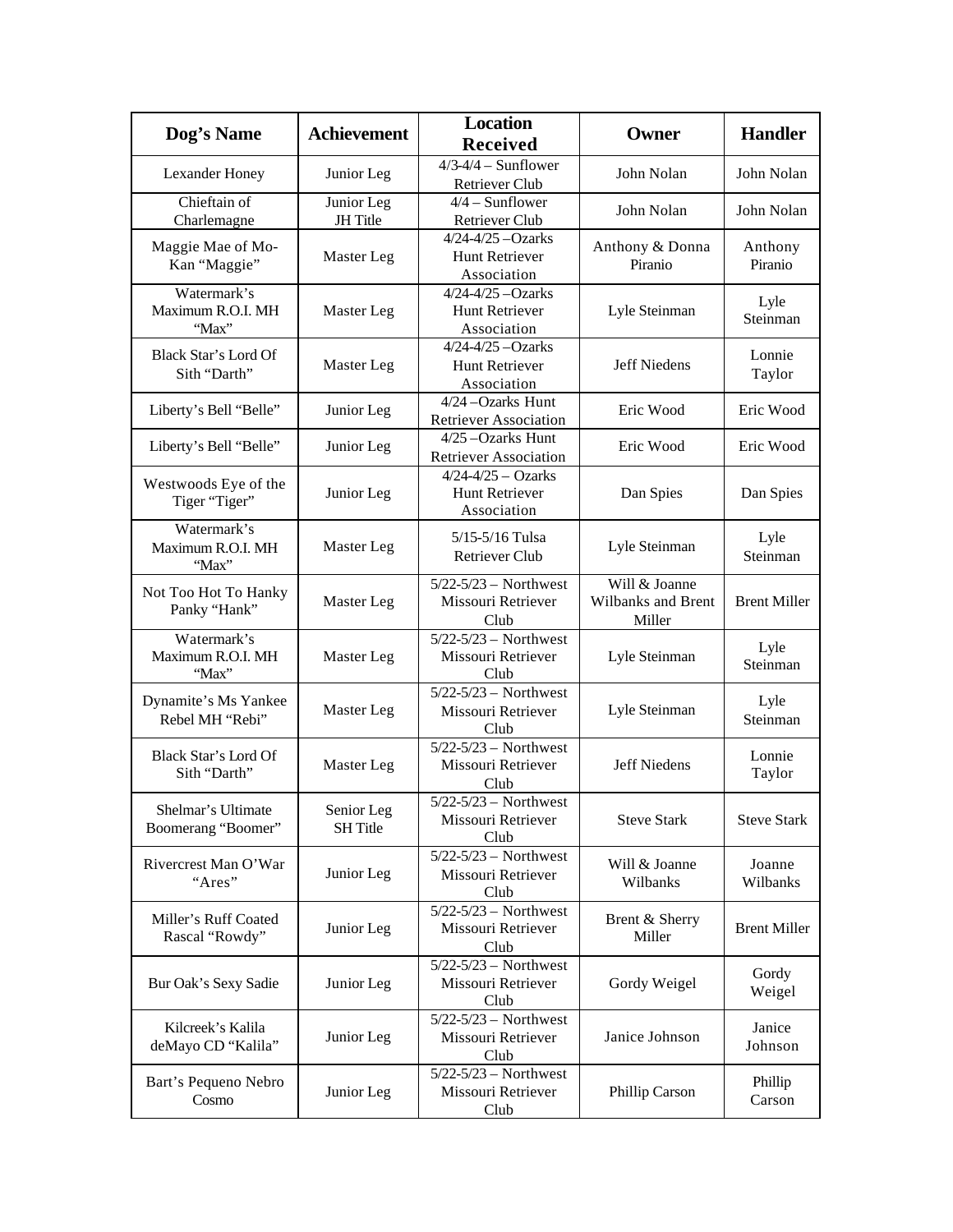| Dog's Name | Achievement | Location Received | Owner | Handler |
|---|---|---|---|---|
| Lexander Honey | Junior Leg | 4/3-4/4 – Sunflower Retriever Club | John Nolan | John Nolan |
| Chieftain of Charlemagne | Junior Leg JH Title | 4/4 – Sunflower Retriever Club | John Nolan | John Nolan |
| Maggie Mae of Mo-Kan "Maggie" | Master Leg | 4/24-4/25 –Ozarks Hunt Retriever Association | Anthony & Donna Piranio | Anthony Piranio |
| Watermark's Maximum R.O.I. MH "Max" | Master Leg | 4/24-4/25 –Ozarks Hunt Retriever Association | Lyle Steinman | Lyle Steinman |
| Black Star's Lord Of Sith "Darth" | Master Leg | 4/24-4/25 –Ozarks Hunt Retriever Association | Jeff Niedens | Lonnie Taylor |
| Liberty's Bell "Belle" | Junior Leg | 4/24 –Ozarks Hunt Retriever Association | Eric Wood | Eric Wood |
| Liberty's Bell "Belle" | Junior Leg | 4/25 –Ozarks Hunt Retriever Association | Eric Wood | Eric Wood |
| Westwoods Eye of the Tiger "Tiger" | Junior Leg | 4/24-4/25 – Ozarks Hunt Retriever Association | Dan Spies | Dan Spies |
| Watermark's Maximum R.O.I. MH "Max" | Master Leg | 5/15-5/16 Tulsa Retriever Club | Lyle Steinman | Lyle Steinman |
| Not Too Hot To Hanky Panky "Hank" | Master Leg | 5/22-5/23 – Northwest Missouri Retriever Club | Will & Joanne Wilbanks and Brent Miller | Brent Miller |
| Watermark's Maximum R.O.I. MH "Max" | Master Leg | 5/22-5/23 – Northwest Missouri Retriever Club | Lyle Steinman | Lyle Steinman |
| Dynamite's Ms Yankee Rebel MH "Rebi" | Master Leg | 5/22-5/23 – Northwest Missouri Retriever Club | Lyle Steinman | Lyle Steinman |
| Black Star's Lord Of Sith "Darth" | Master Leg | 5/22-5/23 – Northwest Missouri Retriever Club | Jeff Niedens | Lonnie Taylor |
| Shelmar's Ultimate Boomerang "Boomer" | Senior Leg SH Title | 5/22-5/23 – Northwest Missouri Retriever Club | Steve Stark | Steve Stark |
| Rivercrest Man O'War "Ares" | Junior Leg | 5/22-5/23 – Northwest Missouri Retriever Club | Will & Joanne Wilbanks | Joanne Wilbanks |
| Miller's Ruff Coated Rascal "Rowdy" | Junior Leg | 5/22-5/23 – Northwest Missouri Retriever Club | Brent & Sherry Miller | Brent Miller |
| Bur Oak's Sexy Sadie | Junior Leg | 5/22-5/23 – Northwest Missouri Retriever Club | Gordy Weigel | Gordy Weigel |
| Kilcreek's Kalila deMayo CD "Kalila" | Junior Leg | 5/22-5/23 – Northwest Missouri Retriever Club | Janice Johnson | Janice Johnson |
| Bart's Pequeno Nebro Cosmo | Junior Leg | 5/22-5/23 – Northwest Missouri Retriever Club | Phillip Carson | Phillip Carson |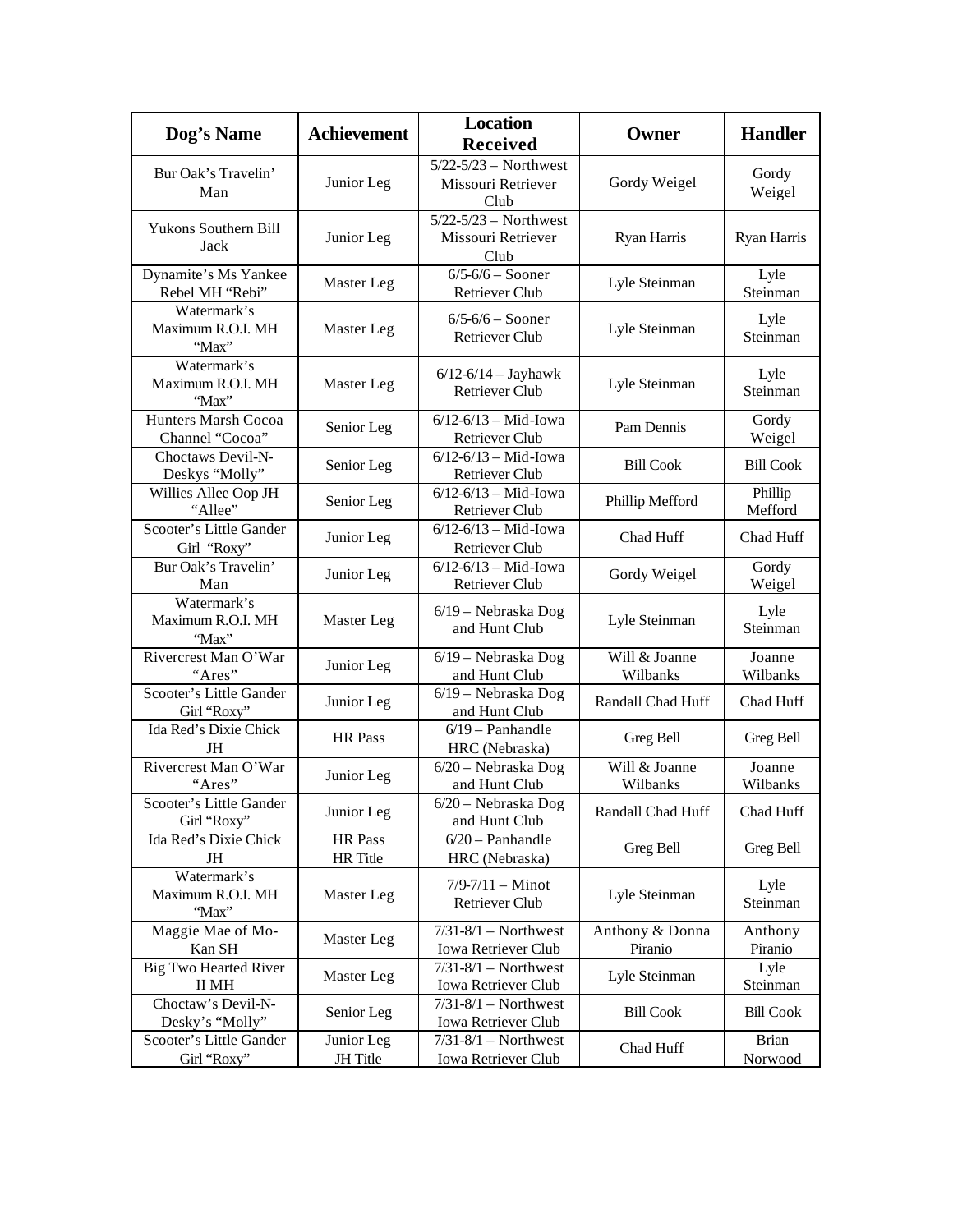| Dog's Name | Achievement | Location Received | Owner | Handler |
|---|---|---|---|---|
| Bur Oak's Travelin' Man | Junior Leg | 5/22-5/23 – Northwest Missouri Retriever Club | Gordy Weigel | Gordy Weigel |
| Yukons Southern Bill Jack | Junior Leg | 5/22-5/23 – Northwest Missouri Retriever Club | Ryan Harris | Ryan Harris |
| Dynamite's Ms Yankee Rebel MH "Rebi" | Master Leg | 6/5-6/6 – Sooner Retriever Club | Lyle Steinman | Lyle Steinman |
| Watermark's Maximum R.O.I. MH "Max" | Master Leg | 6/5-6/6 – Sooner Retriever Club | Lyle Steinman | Lyle Steinman |
| Watermark's Maximum R.O.I. MH "Max" | Master Leg | 6/12-6/14 – Jayhawk Retriever Club | Lyle Steinman | Lyle Steinman |
| Hunters Marsh Cocoa Channel "Cocoa" | Senior Leg | 6/12-6/13 – Mid-Iowa Retriever Club | Pam Dennis | Gordy Weigel |
| Choctaws Devil-N-Deskys "Molly" | Senior Leg | 6/12-6/13 – Mid-Iowa Retriever Club | Bill Cook | Bill Cook |
| Willies Allee Oop JH "Allee" | Senior Leg | 6/12-6/13 – Mid-Iowa Retriever Club | Phillip Mefford | Phillip Mefford |
| Scooter's Little Gander Girl "Roxy" | Junior Leg | 6/12-6/13 – Mid-Iowa Retriever Club | Chad Huff | Chad Huff |
| Bur Oak's Travelin' Man | Junior Leg | 6/12-6/13 – Mid-Iowa Retriever Club | Gordy Weigel | Gordy Weigel |
| Watermark's Maximum R.O.I. MH "Max" | Master Leg | 6/19 – Nebraska Dog and Hunt Club | Lyle Steinman | Lyle Steinman |
| Rivercrest Man O'War "Ares" | Junior Leg | 6/19 – Nebraska Dog and Hunt Club | Will & Joanne Wilbanks | Joanne Wilbanks |
| Scooter's Little Gander Girl "Roxy" | Junior Leg | 6/19 – Nebraska Dog and Hunt Club | Randall Chad Huff | Chad Huff |
| Ida Red's Dixie Chick JH | HR Pass | 6/19 – Panhandle HRC (Nebraska) | Greg Bell | Greg Bell |
| Rivercrest Man O'War "Ares" | Junior Leg | 6/20 – Nebraska Dog and Hunt Club | Will & Joanne Wilbanks | Joanne Wilbanks |
| Scooter's Little Gander Girl "Roxy" | Junior Leg | 6/20 – Nebraska Dog and Hunt Club | Randall Chad Huff | Chad Huff |
| Ida Red's Dixie Chick JH | HR Pass HR Title | 6/20 – Panhandle HRC (Nebraska) | Greg Bell | Greg Bell |
| Watermark's Maximum R.O.I. MH "Max" | Master Leg | 7/9-7/11 – Minot Retriever Club | Lyle Steinman | Lyle Steinman |
| Maggie Mae of Mo-Kan SH | Master Leg | 7/31-8/1 – Northwest Iowa Retriever Club | Anthony & Donna Piranio | Anthony Piranio |
| Big Two Hearted River II MH | Master Leg | 7/31-8/1 – Northwest Iowa Retriever Club | Lyle Steinman | Lyle Steinman |
| Choctaw's Devil-N-Desky's "Molly" | Senior Leg | 7/31-8/1 – Northwest Iowa Retriever Club | Bill Cook | Bill Cook |
| Scooter's Little Gander Girl "Roxy" | Junior Leg JH Title | 7/31-8/1 – Northwest Iowa Retriever Club | Chad Huff | Brian Norwood |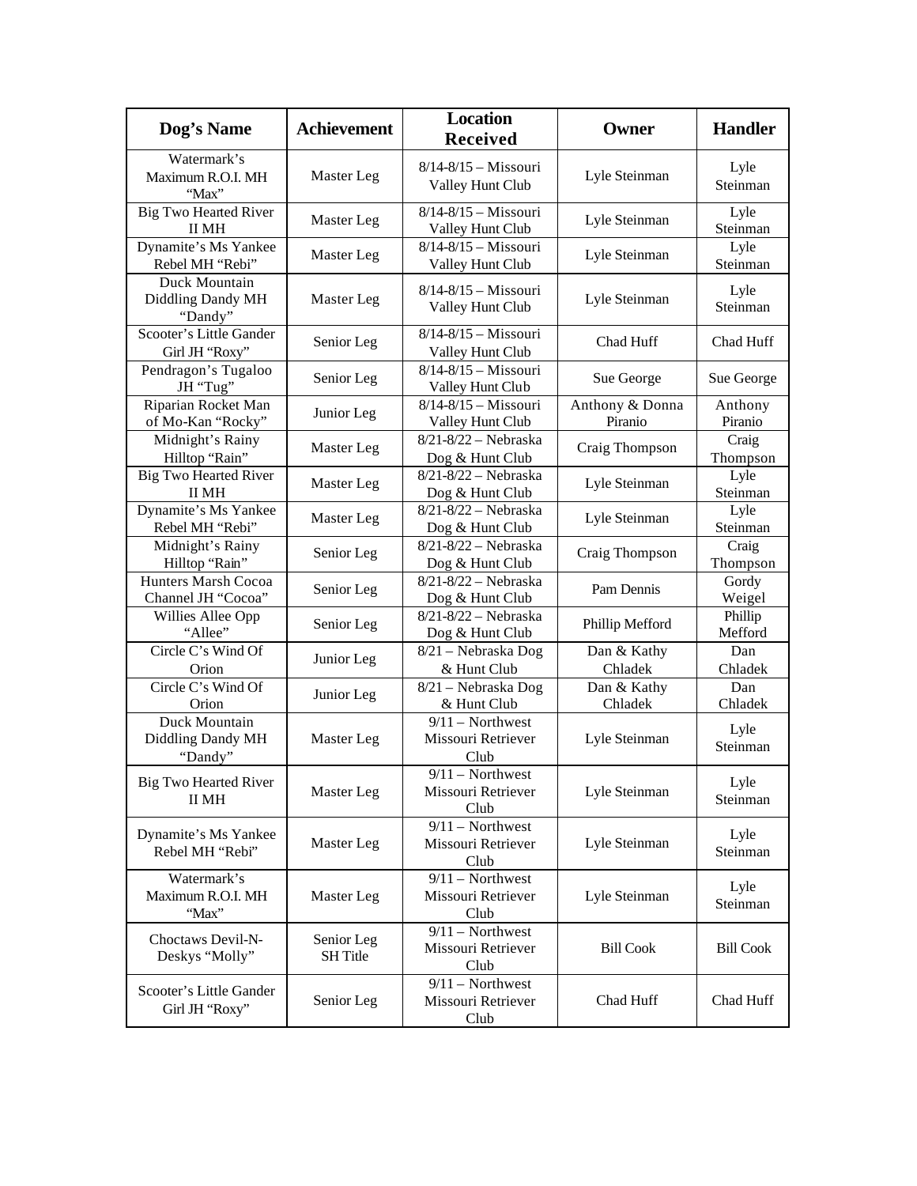| Dog's Name | Achievement | Location Received | Owner | Handler |
|---|---|---|---|---|
| Watermark's Maximum R.O.I. MH "Max" | Master Leg | 8/14-8/15 – Missouri Valley Hunt Club | Lyle Steinman | Lyle Steinman |
| Big Two Hearted River II MH | Master Leg | 8/14-8/15 – Missouri Valley Hunt Club | Lyle Steinman | Lyle Steinman |
| Dynamite's Ms Yankee Rebel MH "Rebi" | Master Leg | 8/14-8/15 – Missouri Valley Hunt Club | Lyle Steinman | Lyle Steinman |
| Duck Mountain Diddling Dandy MH "Dandy" | Master Leg | 8/14-8/15 – Missouri Valley Hunt Club | Lyle Steinman | Lyle Steinman |
| Scooter's Little Gander Girl JH "Roxy" | Senior Leg | 8/14-8/15 – Missouri Valley Hunt Club | Chad Huff | Chad Huff |
| Pendragon's Tugaloo JH "Tug" | Senior Leg | 8/14-8/15 – Missouri Valley Hunt Club | Sue George | Sue George |
| Riparian Rocket Man of Mo-Kan "Rocky" | Junior Leg | 8/14-8/15 – Missouri Valley Hunt Club | Anthony & Donna Piranio | Anthony Piranio |
| Midnight's Rainy Hilltop "Rain" | Master Leg | 8/21-8/22 – Nebraska Dog & Hunt Club | Craig Thompson | Craig Thompson |
| Big Two Hearted River II MH | Master Leg | 8/21-8/22 – Nebraska Dog & Hunt Club | Lyle Steinman | Lyle Steinman |
| Dynamite's Ms Yankee Rebel MH "Rebi" | Master Leg | 8/21-8/22 – Nebraska Dog & Hunt Club | Lyle Steinman | Lyle Steinman |
| Midnight's Rainy Hilltop "Rain" | Senior Leg | 8/21-8/22 – Nebraska Dog & Hunt Club | Craig Thompson | Craig Thompson |
| Hunters Marsh Cocoa Channel JH "Cocoa" | Senior Leg | 8/21-8/22 – Nebraska Dog & Hunt Club | Pam Dennis | Gordy Weigel |
| Willies Allee Opp "Allee" | Senior Leg | 8/21-8/22 – Nebraska Dog & Hunt Club | Phillip Mefford | Phillip Mefford |
| Circle C's Wind Of Orion | Junior Leg | 8/21 – Nebraska Dog & Hunt Club | Dan & Kathy Chladek | Dan Chladek |
| Circle C's Wind Of Orion | Junior Leg | 8/21 – Nebraska Dog & Hunt Club | Dan & Kathy Chladek | Dan Chladek |
| Duck Mountain Diddling Dandy MH "Dandy" | Master Leg | 9/11 – Northwest Missouri Retriever Club | Lyle Steinman | Lyle Steinman |
| Big Two Hearted River II MH | Master Leg | 9/11 – Northwest Missouri Retriever Club | Lyle Steinman | Lyle Steinman |
| Dynamite's Ms Yankee Rebel MH "Rebi" | Master Leg | 9/11 – Northwest Missouri Retriever Club | Lyle Steinman | Lyle Steinman |
| Watermark's Maximum R.O.I. MH "Max" | Master Leg | 9/11 – Northwest Missouri Retriever Club | Lyle Steinman | Lyle Steinman |
| Choctaws Devil-N-Deskys "Molly" | Senior Leg SH Title | 9/11 – Northwest Missouri Retriever Club | Bill Cook | Bill Cook |
| Scooter's Little Gander Girl JH "Roxy" | Senior Leg | 9/11 – Northwest Missouri Retriever Club | Chad Huff | Chad Huff |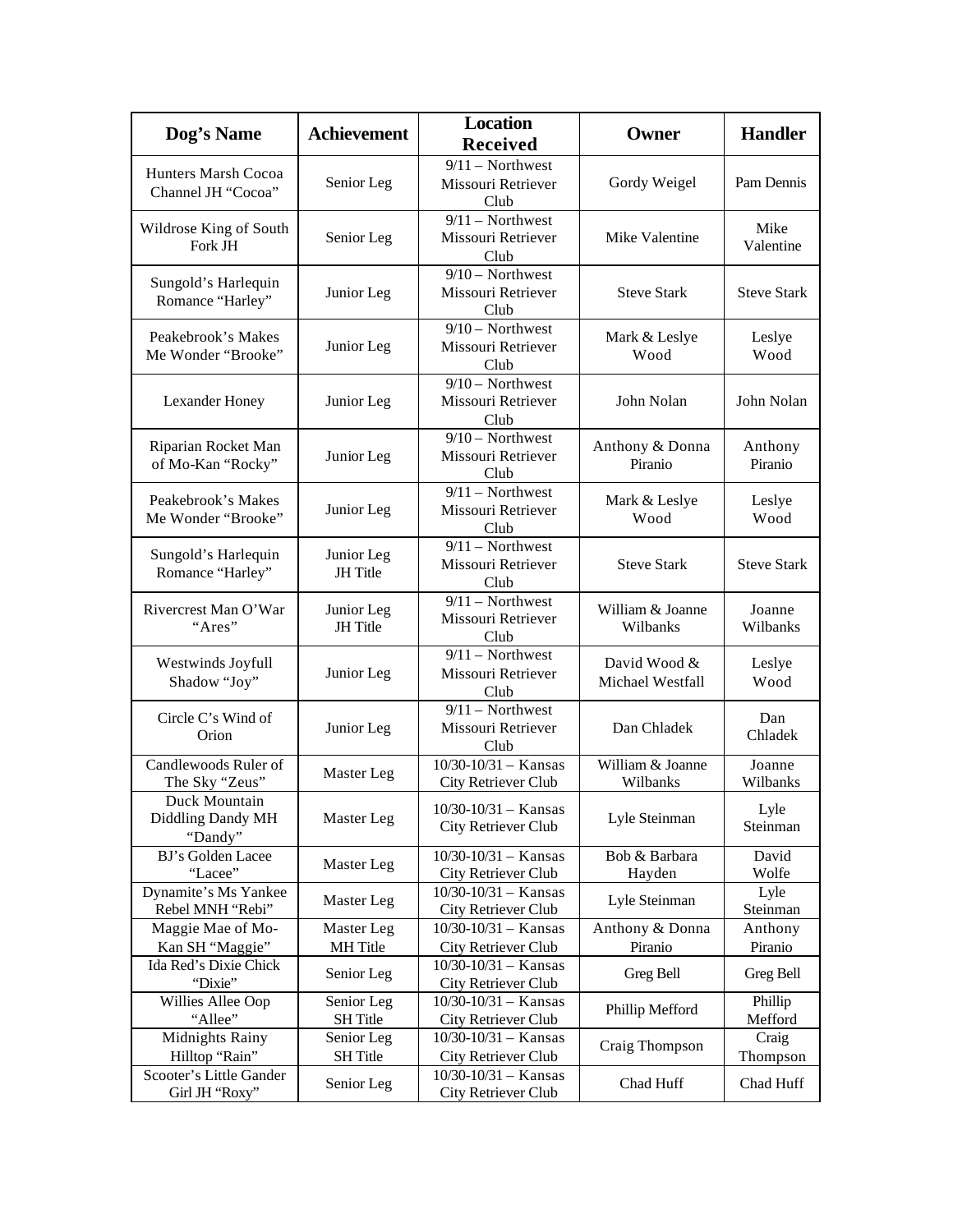| Dog's Name | Achievement | Location Received | Owner | Handler |
| --- | --- | --- | --- | --- |
| Hunters Marsh Cocoa Channel JH "Cocoa" | Senior Leg | 9/11 – Northwest Missouri Retriever Club | Gordy Weigel | Pam Dennis |
| Wildrose King of South Fork JH | Senior Leg | 9/11 – Northwest Missouri Retriever Club | Mike Valentine | Mike Valentine |
| Sungold's Harlequin Romance "Harley" | Junior Leg | 9/10 – Northwest Missouri Retriever Club | Steve Stark | Steve Stark |
| Peakebrook's Makes Me Wonder "Brooke" | Junior Leg | 9/10 – Northwest Missouri Retriever Club | Mark & Leslye Wood | Leslye Wood |
| Lexander Honey | Junior Leg | 9/10 – Northwest Missouri Retriever Club | John Nolan | John Nolan |
| Riparian Rocket Man of Mo-Kan "Rocky" | Junior Leg | 9/10 – Northwest Missouri Retriever Club | Anthony & Donna Piranio | Anthony Piranio |
| Peakebrook's Makes Me Wonder "Brooke" | Junior Leg | 9/11 – Northwest Missouri Retriever Club | Mark & Leslye Wood | Leslye Wood |
| Sungold's Harlequin Romance "Harley" | Junior Leg JH Title | 9/11 – Northwest Missouri Retriever Club | Steve Stark | Steve Stark |
| Rivercrest Man O'War "Ares" | Junior Leg JH Title | 9/11 – Northwest Missouri Retriever Club | William & Joanne Wilbanks | Joanne Wilbanks |
| Westwinds Joyfull Shadow "Joy" | Junior Leg | 9/11 – Northwest Missouri Retriever Club | David Wood & Michael Westfall | Leslye Wood |
| Circle C's Wind of Orion | Junior Leg | 9/11 – Northwest Missouri Retriever Club | Dan Chladek | Dan Chladek |
| Candlewoods Ruler of The Sky "Zeus" | Master Leg | 10/30-10/31 – Kansas City Retriever Club | William & Joanne Wilbanks | Joanne Wilbanks |
| Duck Mountain Diddling Dandy MH "Dandy" | Master Leg | 10/30-10/31 – Kansas City Retriever Club | Lyle Steinman | Lyle Steinman |
| BJ's Golden Lacee "Lacee" | Master Leg | 10/30-10/31 – Kansas City Retriever Club | Bob & Barbara Hayden | David Wolfe |
| Dynamite's Ms Yankee Rebel MNH "Rebi" | Master Leg | 10/30-10/31 – Kansas City Retriever Club | Lyle Steinman | Lyle Steinman |
| Maggie Mae of Mo-Kan SH "Maggie" | Master Leg MH Title | 10/30-10/31 – Kansas City Retriever Club | Anthony & Donna Piranio | Anthony Piranio |
| Ida Red's Dixie Chick "Dixie" | Senior Leg | 10/30-10/31 – Kansas City Retriever Club | Greg Bell | Greg Bell |
| Willies Allee Oop "Allee" | Senior Leg SH Title | 10/30-10/31 – Kansas City Retriever Club | Phillip Mefford | Phillip Mefford |
| Midnights Rainy Hilltop "Rain" | Senior Leg SH Title | 10/30-10/31 – Kansas City Retriever Club | Craig Thompson | Craig Thompson |
| Scooter's Little Gander Girl JH "Roxy" | Senior Leg | 10/30-10/31 – Kansas City Retriever Club | Chad Huff | Chad Huff |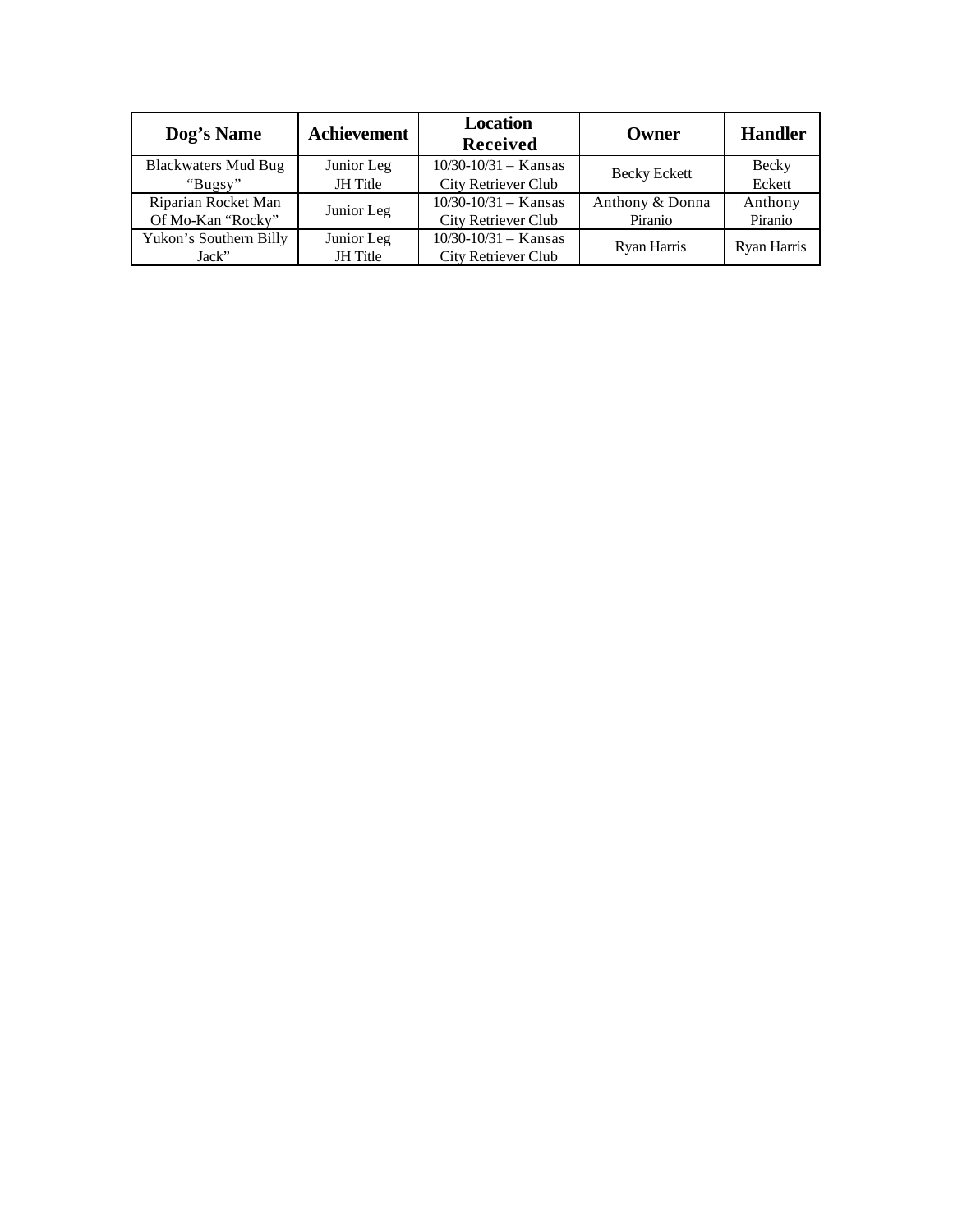| Dog's Name | Achievement | Location Received | Owner | Handler |
|---|---|---|---|---|
| Blackwaters Mud Bug "Bugsy" | Junior Leg JH Title | 10/30-10/31 – Kansas City Retriever Club | Becky Eckett | Becky Eckett |
| Riparian Rocket Man Of Mo-Kan "Rocky" | Junior Leg | 10/30-10/31 – Kansas City Retriever Club | Anthony & Donna Piranio | Anthony Piranio |
| Yukon's Southern Billy Jack" | Junior Leg JH Title | 10/30-10/31 – Kansas City Retriever Club | Ryan Harris | Ryan Harris |